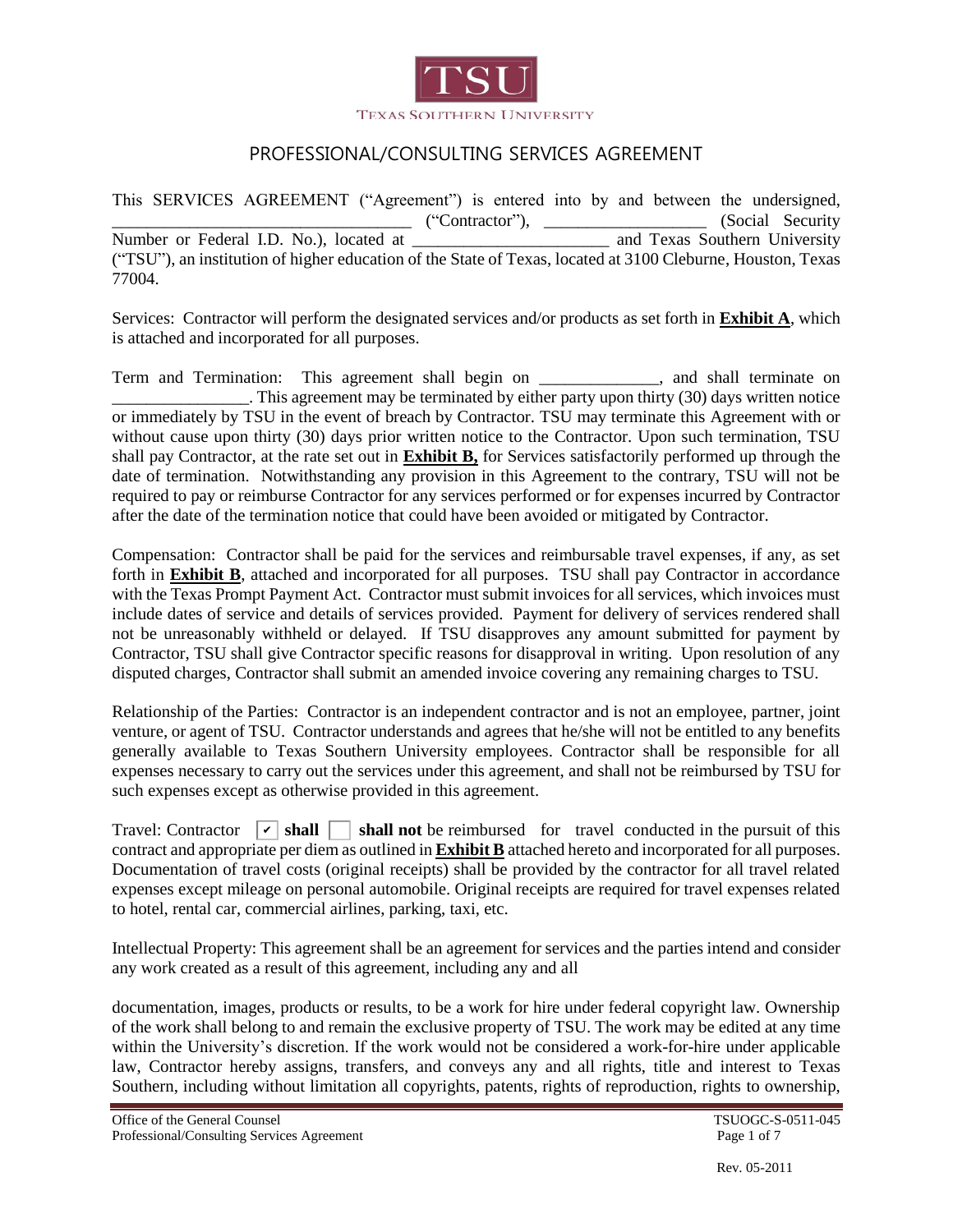TSU

TEXAS SOUTHERN UNIVERSITY

# PROFESSIONAL/CONSULTING SERVICES AGREEMENT

This SERVICES AGREEMENT ("Agreement") is entered into by and between the undersigned, ________________________________ ("Contractor"), __________________ (Social Security Number or Federal I.D. No.), located at ______________________ and Texas Southern University ("TSU"), an institution of higher education of the State of Texas, located at 3100 Cleburne, Houston, Texas 77004.

Services: Contractor will perform the designated services and/or products as set forth in **Exhibit A**, which is attached and incorporated for all purposes.

Term and Termination: This agreement shall begin on _____________, and shall terminate on _______________. This agreement may be terminated by either party upon thirty (30) days written notice or immediately by TSU in the event of breach by Contractor. TSU may terminate this Agreement with or without cause upon thirty (30) days prior written notice to the Contractor. Upon such termination, TSU shall pay Contractor, at the rate set out in **Exhibit B,** for Services satisfactorily performed up through the date of termination. Notwithstanding any provision in this Agreement to the contrary, TSU will not be required to pay or reimburse Contractor for any services performed or for expenses incurred by Contractor after the date of the termination notice that could have been avoided or mitigated by Contractor.

Compensation: Contractor shall be paid for the services and reimbursable travel expenses, if any, as set forth in **Exhibit B**, attached and incorporated for all purposes. TSU shall pay Contractor in accordance with the Texas Prompt Payment Act. Contractor must submit invoices for all services, which invoices must include dates of service and details of services provided. Payment for delivery of services rendered shall not be unreasonably withheld or delayed. If TSU disapproves any amount submitted for payment by Contractor, TSU shall give Contractor specific reasons for disapproval in writing. Upon resolution of any disputed charges, Contractor shall submit an amended invoice covering any remaining charges to TSU.

Relationship of the Parties: Contractor is an independent contractor and is not an employee, partner, joint venture, or agent of TSU. Contractor understands and agrees that he/she will not be entitled to any benefits generally available to Texas Southern University employees. Contractor shall be responsible for all expenses necessary to carry out the services under this agreement, and shall not be reimbursed by TSU for such expenses except as otherwise provided in this agreement.

Travel: Contractor ☑ **shall** ☐ **shall not** be reimbursed for travel conducted in the pursuit of this contract and appropriate per diem as outlined in **Exhibit B** attached hereto and incorporated for all purposes. Documentation of travel costs (original receipts) shall be provided by the contractor for all travel related expenses except mileage on personal automobile. Original receipts are required for travel expenses related to hotel, rental car, commercial airlines, parking, taxi, etc.

Intellectual Property: This agreement shall be an agreement for services and the parties intend and consider any work created as a result of this agreement, including any and all

documentation, images, products or results, to be a work for hire under federal copyright law. Ownership of the work shall belong to and remain the exclusive property of TSU. The work may be edited at any time within the University's discretion. If the work would not be considered a work-for-hire under applicable law, Contractor hereby assigns, transfers, and conveys any and all rights, title and interest to Texas Southern, including without limitation all copyrights, patents, rights of reproduction, rights to ownership,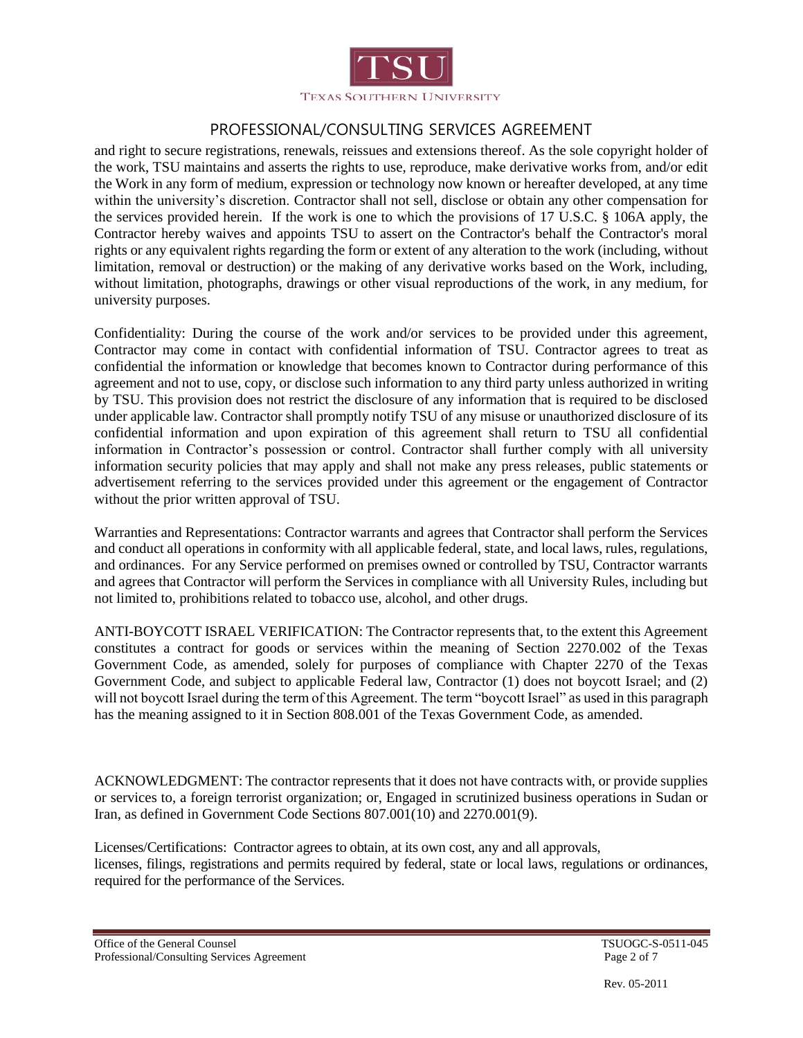and right to secure registrations, renewals, reissues and extensions thereof. As the sole copyright holder of the work, TSU maintains and asserts the rights to use, reproduce, make derivative works from, and/or edit the Work in any form of medium, expression or technology now known or hereafter developed, at any time within the university's discretion. Contractor shall not sell, disclose or obtain any other compensation for the services provided herein. If the work is one to which the provisions of 17 U.S.C. § 106A apply, the Contractor hereby waives and appoints TSU to assert on the Contractor's behalf the Contractor's moral rights or any equivalent rights regarding the form or extent of any alteration to the work (including, without limitation, removal or destruction) or the making of any derivative works based on the Work, including, without limitation, photographs, drawings or other visual reproductions of the work, in any medium, for university purposes.

Confidentiality: During the course of the work and/or services to be provided under this agreement, Contractor may come in contact with confidential information of TSU. Contractor agrees to treat as confidential the information or knowledge that becomes known to Contractor during performance of this agreement and not to use, copy, or disclose such information to any third party unless authorized in writing by TSU. This provision does not restrict the disclosure of any information that is required to be disclosed under applicable law. Contractor shall promptly notify TSU of any misuse or unauthorized disclosure of its confidential information and upon expiration of this agreement shall return to TSU all confidential information in Contractor's possession or control. Contractor shall further comply with all university information security policies that may apply and shall not make any press releases, public statements or advertisement referring to the services provided under this agreement or the engagement of Contractor without the prior written approval of TSU.

Warranties and Representations: Contractor warrants and agrees that Contractor shall perform the Services and conduct all operations in conformity with all applicable federal, state, and local laws, rules, regulations, and ordinances. For any Service performed on premises owned or controlled by TSU, Contractor warrants and agrees that Contractor will perform the Services in compliance with all University Rules, including but not limited to, prohibitions related to tobacco use, alcohol, and other drugs.

ANTI-BOYCOTT ISRAEL VERIFICATION: The Contractor represents that, to the extent this Agreement constitutes a contract for goods or services within the meaning of Section 2270.002 of the Texas Government Code, as amended, solely for purposes of compliance with Chapter 2270 of the Texas Government Code, and subject to applicable Federal law, Contractor (1) does not boycott Israel; and (2) will not boycott Israel during the term of this Agreement. The term "boycott Israel" as used in this paragraph has the meaning assigned to it in Section 808.001 of the Texas Government Code, as amended.

ACKNOWLEDGMENT: The contractor represents that it does not have contracts with, or provide supplies or services to, a foreign terrorist organization; or, Engaged in scrutinized business operations in Sudan or Iran, as defined in Government Code Sections 807.001(10) and 2270.001(9).

Licenses/Certifications: Contractor agrees to obtain, at its own cost, any and all approvals, licenses, filings, registrations and permits required by federal, state or local laws, regulations or ordinances, required for the performance of the Services.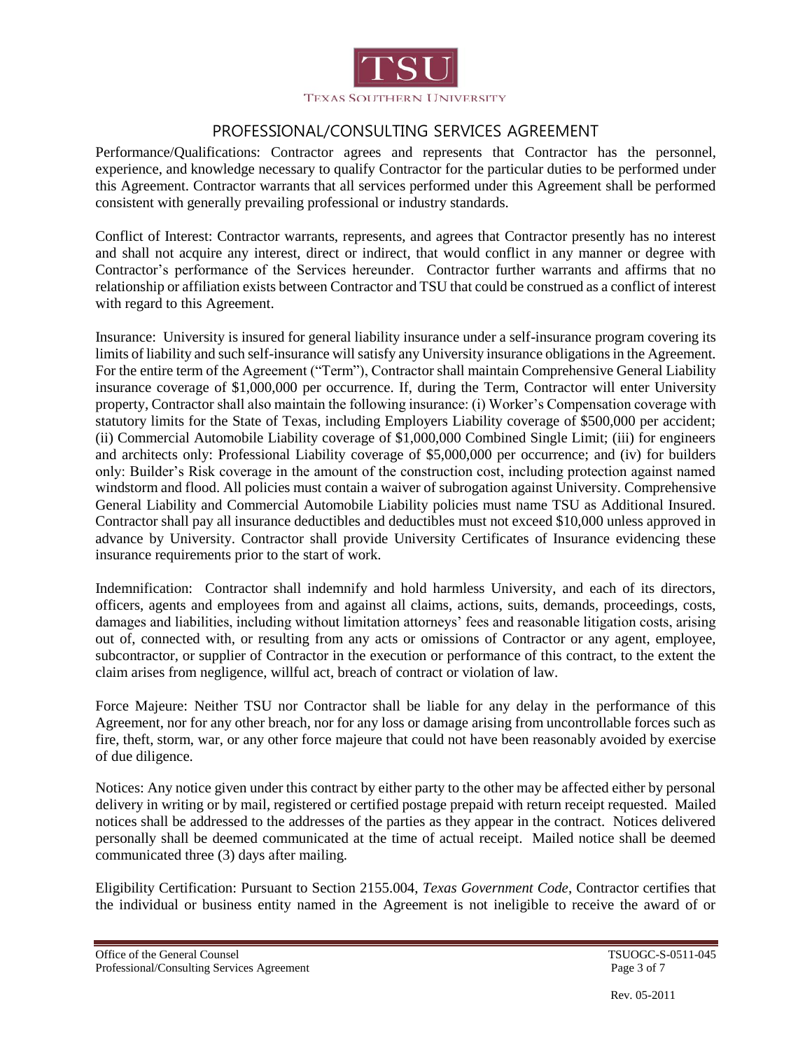# PROFESSIONAL/CONSULTING SERVICES AGREEMENT

Performance/Qualifications: Contractor agrees and represents that Contractor has the personnel, experience, and knowledge necessary to qualify Contractor for the particular duties to be performed under this Agreement. Contractor warrants that all services performed under this Agreement shall be performed consistent with generally prevailing professional or industry standards.

Conflict of Interest: Contractor warrants, represents, and agrees that Contractor presently has no interest and shall not acquire any interest, direct or indirect, that would conflict in any manner or degree with Contractor's performance of the Services hereunder. Contractor further warrants and affirms that no relationship or affiliation exists between Contractor and TSU that could be construed as a conflict of interest with regard to this Agreement.

Insurance: University is insured for general liability insurance under a self-insurance program covering its limits of liability and such self-insurance will satisfy any University insurance obligations in the Agreement. For the entire term of the Agreement ("Term"), Contractor shall maintain Comprehensive General Liability insurance coverage of $1,000,000 per occurrence. If, during the Term, Contractor will enter University property, Contractor shall also maintain the following insurance: (i) Worker's Compensation coverage with statutory limits for the State of Texas, including Employers Liability coverage of $500,000 per accident; (ii) Commercial Automobile Liability coverage of $1,000,000 Combined Single Limit; (iii) for engineers and architects only: Professional Liability coverage of $5,000,000 per occurrence; and (iv) for builders only: Builder's Risk coverage in the amount of the construction cost, including protection against named windstorm and flood. All policies must contain a waiver of subrogation against University. Comprehensive General Liability and Commercial Automobile Liability policies must name TSU as Additional Insured. Contractor shall pay all insurance deductibles and deductibles must not exceed $10,000 unless approved in advance by University. Contractor shall provide University Certificates of Insurance evidencing these insurance requirements prior to the start of work.

Indemnification: Contractor shall indemnify and hold harmless University, and each of its directors, officers, agents and employees from and against all claims, actions, suits, demands, proceedings, costs, damages and liabilities, including without limitation attorneys' fees and reasonable litigation costs, arising out of, connected with, or resulting from any acts or omissions of Contractor or any agent, employee, subcontractor, or supplier of Contractor in the execution or performance of this contract, to the extent the claim arises from negligence, willful act, breach of contract or violation of law.

Force Majeure: Neither TSU nor Contractor shall be liable for any delay in the performance of this Agreement, nor for any other breach, nor for any loss or damage arising from uncontrollable forces such as fire, theft, storm, war, or any other force majeure that could not have been reasonably avoided by exercise of due diligence.

Notices: Any notice given under this contract by either party to the other may be affected either by personal delivery in writing or by mail, registered or certified postage prepaid with return receipt requested. Mailed notices shall be addressed to the addresses of the parties as they appear in the contract. Notices delivered personally shall be deemed communicated at the time of actual receipt. Mailed notice shall be deemed communicated three (3) days after mailing.

Eligibility Certification: Pursuant to Section 2155.004, *Texas Government Code*, Contractor certifies that the individual or business entity named in the Agreement is not ineligible to receive the award of or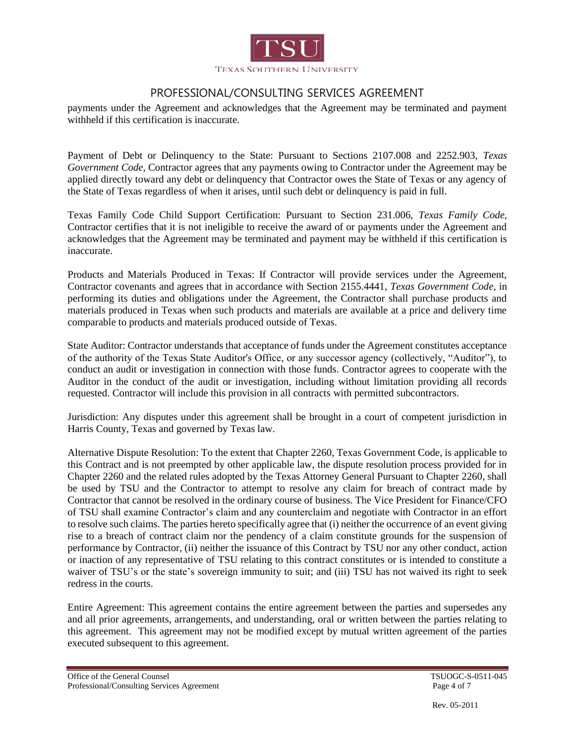payments under the Agreement and acknowledges that the Agreement may be terminated and payment withheld if this certification is inaccurate.

Payment of Debt or Delinquency to the State: Pursuant to Sections 2107.008 and 2252.903, *Texas Government Code*, Contractor agrees that any payments owing to Contractor under the Agreement may be applied directly toward any debt or delinquency that Contractor owes the State of Texas or any agency of the State of Texas regardless of when it arises, until such debt or delinquency is paid in full.

Texas Family Code Child Support Certification: Pursuant to Section 231.006, *Texas Family Code*, Contractor certifies that it is not ineligible to receive the award of or payments under the Agreement and acknowledges that the Agreement may be terminated and payment may be withheld if this certification is inaccurate.

Products and Materials Produced in Texas: If Contractor will provide services under the Agreement, Contractor covenants and agrees that in accordance with Section 2155.4441, *Texas Government Code*, in performing its duties and obligations under the Agreement, the Contractor shall purchase products and materials produced in Texas when such products and materials are available at a price and delivery time comparable to products and materials produced outside of Texas.

State Auditor: Contractor understands that acceptance of funds under the Agreement constitutes acceptance of the authority of the Texas State Auditor's Office, or any successor agency (collectively, "Auditor"), to conduct an audit or investigation in connection with those funds. Contractor agrees to cooperate with the Auditor in the conduct of the audit or investigation, including without limitation providing all records requested. Contractor will include this provision in all contracts with permitted subcontractors.

Jurisdiction: Any disputes under this agreement shall be brought in a court of competent jurisdiction in Harris County, Texas and governed by Texas law.

Alternative Dispute Resolution: To the extent that Chapter 2260, Texas Government Code, is applicable to this Contract and is not preempted by other applicable law, the dispute resolution process provided for in Chapter 2260 and the related rules adopted by the Texas Attorney General Pursuant to Chapter 2260, shall be used by TSU and the Contractor to attempt to resolve any claim for breach of contract made by Contractor that cannot be resolved in the ordinary course of business. The Vice President for Finance/CFO of TSU shall examine Contractor's claim and any counterclaim and negotiate with Contractor in an effort to resolve such claims. The parties hereto specifically agree that (i) neither the occurrence of an event giving rise to a breach of contract claim nor the pendency of a claim constitute grounds for the suspension of performance by Contractor, (ii) neither the issuance of this Contract by TSU nor any other conduct, action or inaction of any representative of TSU relating to this contract constitutes or is intended to constitute a waiver of TSU's or the state's sovereign immunity to suit; and (iii) TSU has not waived its right to seek redress in the courts.

Entire Agreement: This agreement contains the entire agreement between the parties and supersedes any and all prior agreements, arrangements, and understanding, oral or written between the parties relating to this agreement. This agreement may not be modified except by mutual written agreement of the parties executed subsequent to this agreement.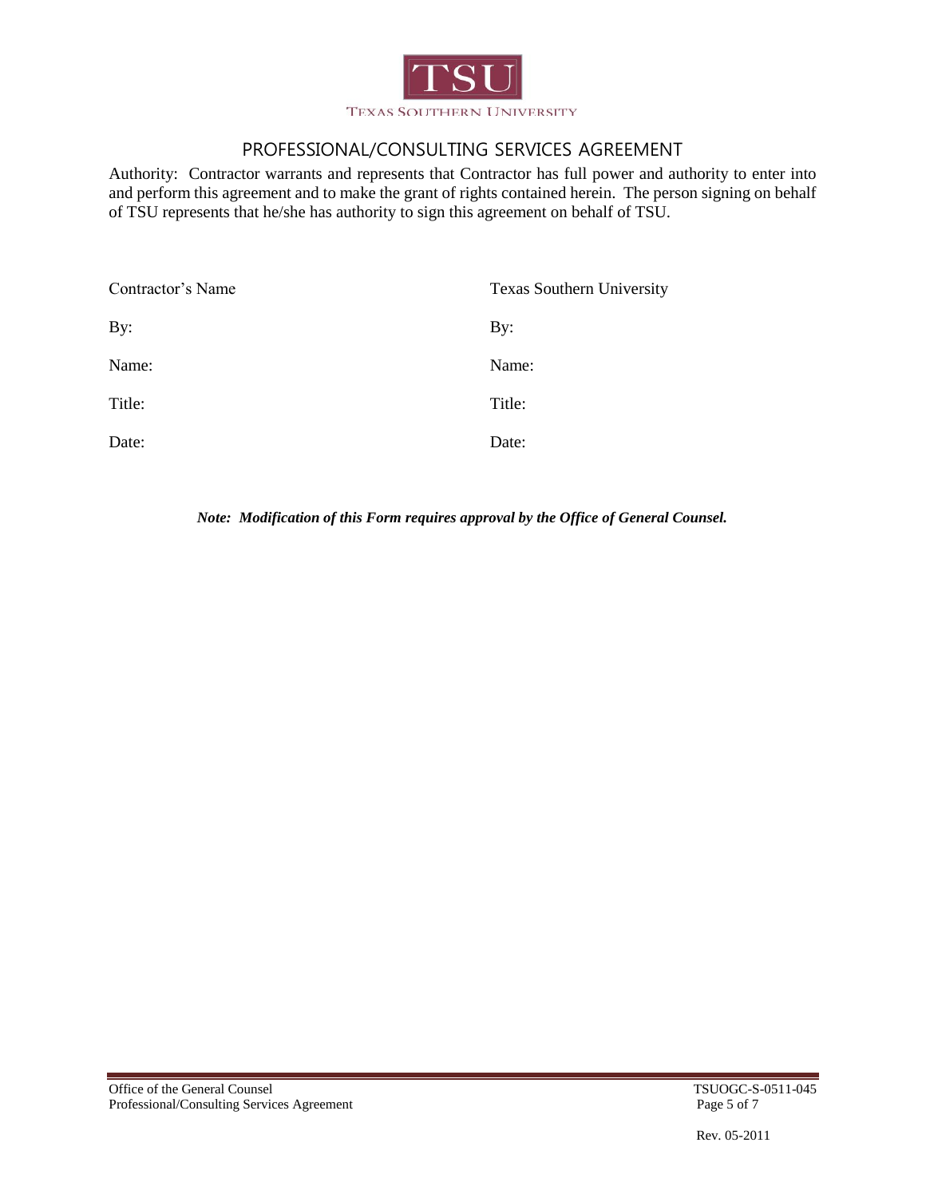PROFESSIONAL/CONSULTING SERVICES AGREEMENT

Authority: Contractor warrants and represents that Contractor has full power and authority to enter into and perform this agreement and to make the grant of rights contained herein. The person signing on behalf of TSU represents that he/she has authority to sign this agreement on behalf of TSU.

| Contractor's Name | Texas Southern University |
|---|---|
| By: | By: |
| Name: | Name: |
| Title: | Title: |
| Date: | Date: |

***Note: Modification of this Form requires approval by the Office of General Counsel.***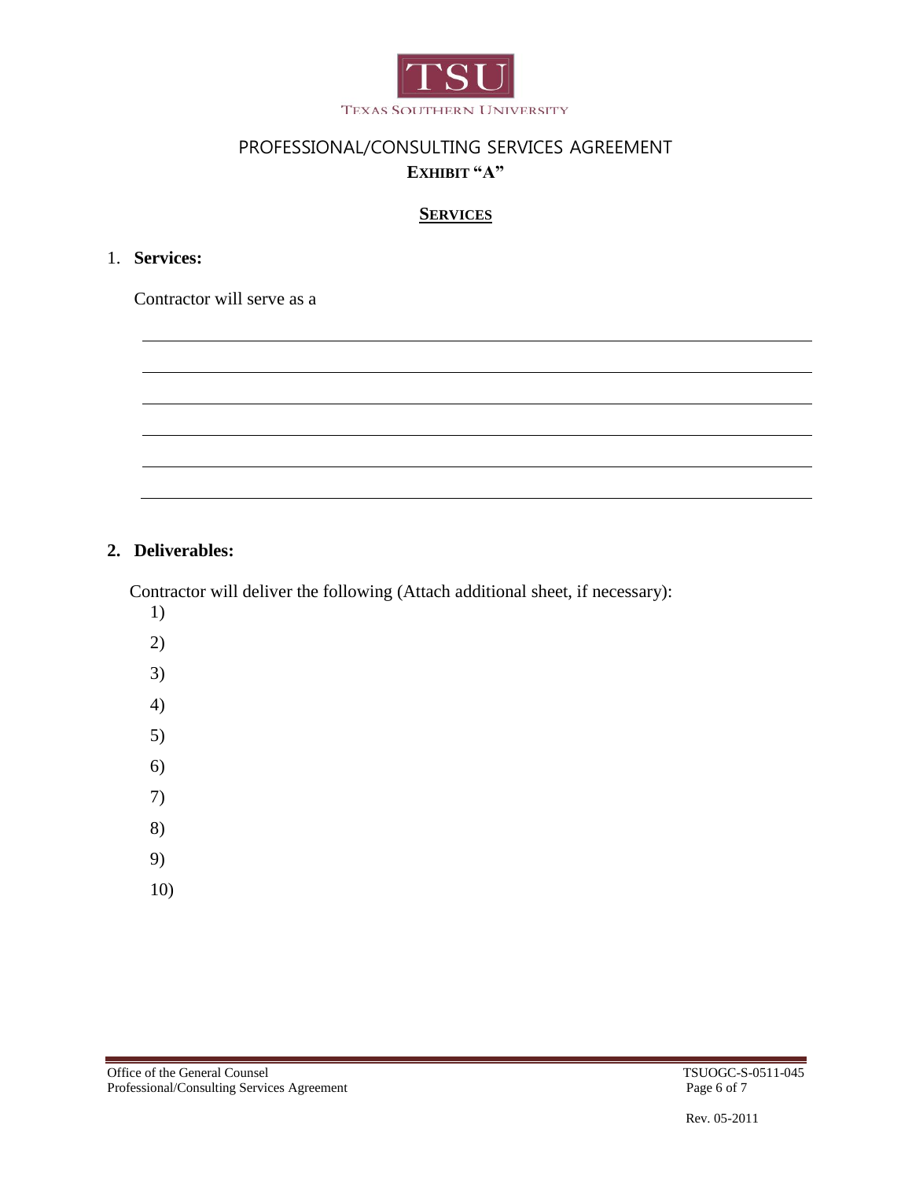TEXAS SOUTHERN UNIVERSITY

# PROFESSIONAL/CONSULTING SERVICES AGREEMENT

## EXHIBIT "A"

### SERVICES

1. **Services:**

   Contractor will serve as a

   ______________________________________________________________

   ______________________________________________________________

   ______________________________________________________________

   ______________________________________________________________

   ______________________________________________________________

   ______________________________________________________________

2. **Deliverables:**

   Contractor will deliver the following (Attach additional sheet, if necessary):

   1)
   2)
   3)
   4)
   5)
   6)
   7)
   8)
   9)
   10)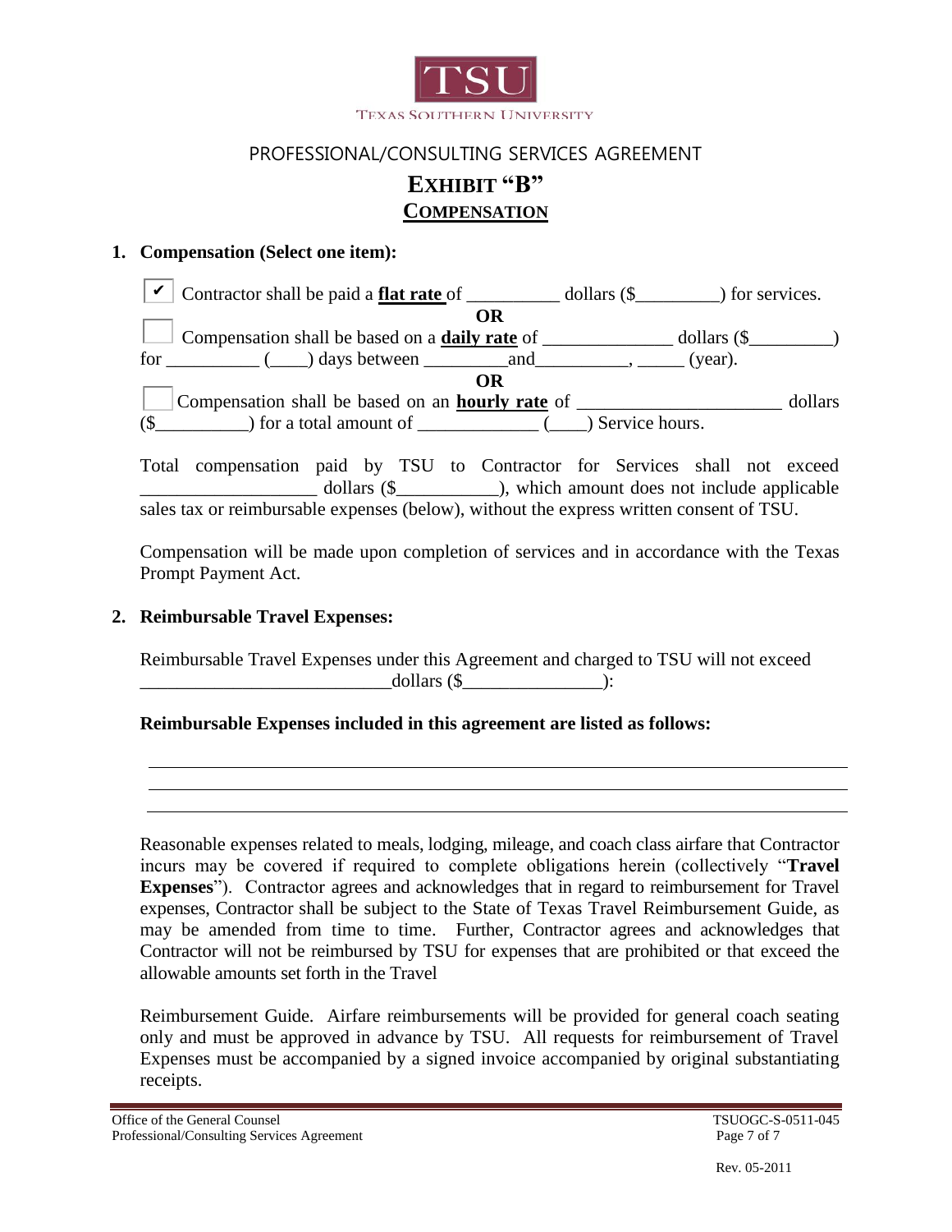TSU

Texas Southern University

PROFESSIONAL/CONSULTING SERVICES AGREEMENT

# EXHIBIT "B"

## COMPENSATION

**1. Compensation (Select one item):**

☑ Contractor shall be paid a **flat rate** of __________ dollars ($_________) for services.

**OR**

☐ Compensation shall be based on a **daily rate** of ______________ dollars ($_________) for __________ (____) days between _________and__________, _____ (year).

**OR**

☐ Compensation shall be based on an **hourly rate** of ______________________ dollars ($__________) for a total amount of _____________ (____) Service hours.

Total compensation paid by TSU to Contractor for Services shall not exceed ___________________ dollars ($__________), which amount does not include applicable sales tax or reimbursable expenses (below), without the express written consent of TSU.

Compensation will be made upon completion of services and in accordance with the Texas Prompt Payment Act.

**2. Reimbursable Travel Expenses:**

Reimbursable Travel Expenses under this Agreement and charged to TSU will not exceed ___________________________dollars ($_______________):

**Reimbursable Expenses included in this agreement are listed as follows:**

_______________________________________________________________

_______________________________________________________________

_______________________________________________________________

Reasonable expenses related to meals, lodging, mileage, and coach class airfare that Contractor incurs may be covered if required to complete obligations herein (collectively "**Travel Expenses**"). Contractor agrees and acknowledges that in regard to reimbursement for Travel expenses, Contractor shall be subject to the State of Texas Travel Reimbursement Guide, as may be amended from time to time. Further, Contractor agrees and acknowledges that Contractor will not be reimbursed by TSU for expenses that are prohibited or that exceed the allowable amounts set forth in the Travel

Reimbursement Guide. Airfare reimbursements will be provided for general coach seating only and must be approved in advance by TSU. All requests for reimbursement of Travel Expenses must be accompanied by a signed invoice accompanied by original substantiating receipts.